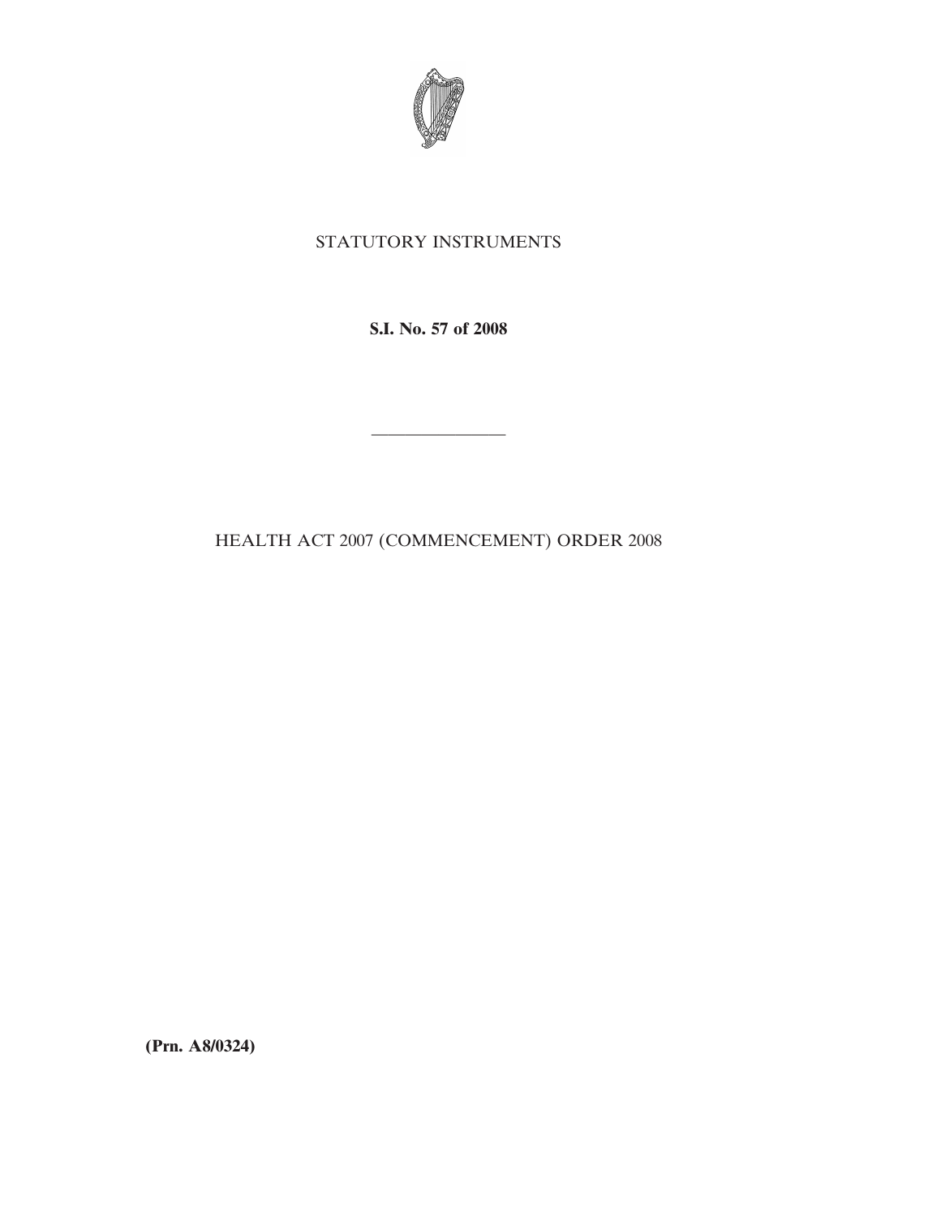STATUTORY INSTRUMENTS

**S.I. No. 57 of 2008**

---

HEALTH ACT 2007 (COMMENCEMENT) ORDER 2008

**(Prn. A8/0324)**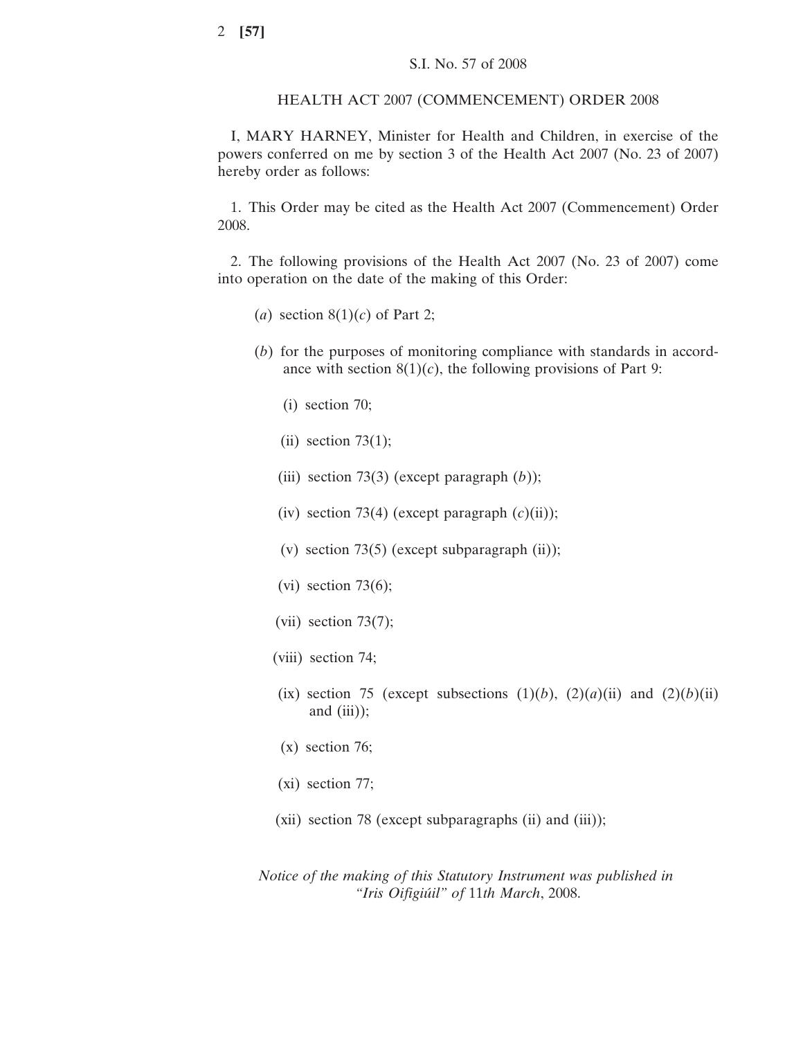S.I. No. 57 of 2008

HEALTH ACT 2007 (COMMENCEMENT) ORDER 2008

I, MARY HARNEY, Minister for Health and Children, in exercise of the powers conferred on me by section 3 of the Health Act 2007 (No. 23 of 2007) hereby order as follows:

1. This Order may be cited as the Health Act 2007 (Commencement) Order 2008.

2. The following provisions of the Health Act 2007 (No. 23 of 2007) come into operation on the date of the making of this Order:

(*a*) section 8(1)(*c*) of Part 2;

(*b*) for the purposes of monitoring compliance with standards in accordance with section 8(1)(*c*), the following provisions of Part 9:

(i) section 70;

(ii) section 73(1);

(iii) section 73(3) (except paragraph (*b*));

(iv) section 73(4) (except paragraph (*c*)(ii));

(v) section 73(5) (except subparagraph (ii));

(vi) section 73(6);

(vii) section 73(7);

(viii) section 74;

(ix) section 75 (except subsections (1)(*b*), (2)(*a*)(ii) and (2)(*b*)(ii) and (iii));

(x) section 76;

(xi) section 77;

(xii) section 78 (except subparagraphs (ii) and (iii));

*Notice of the making of this Statutory Instrument was published in "Iris Oifigiúil" of* 11*th March*, 2008.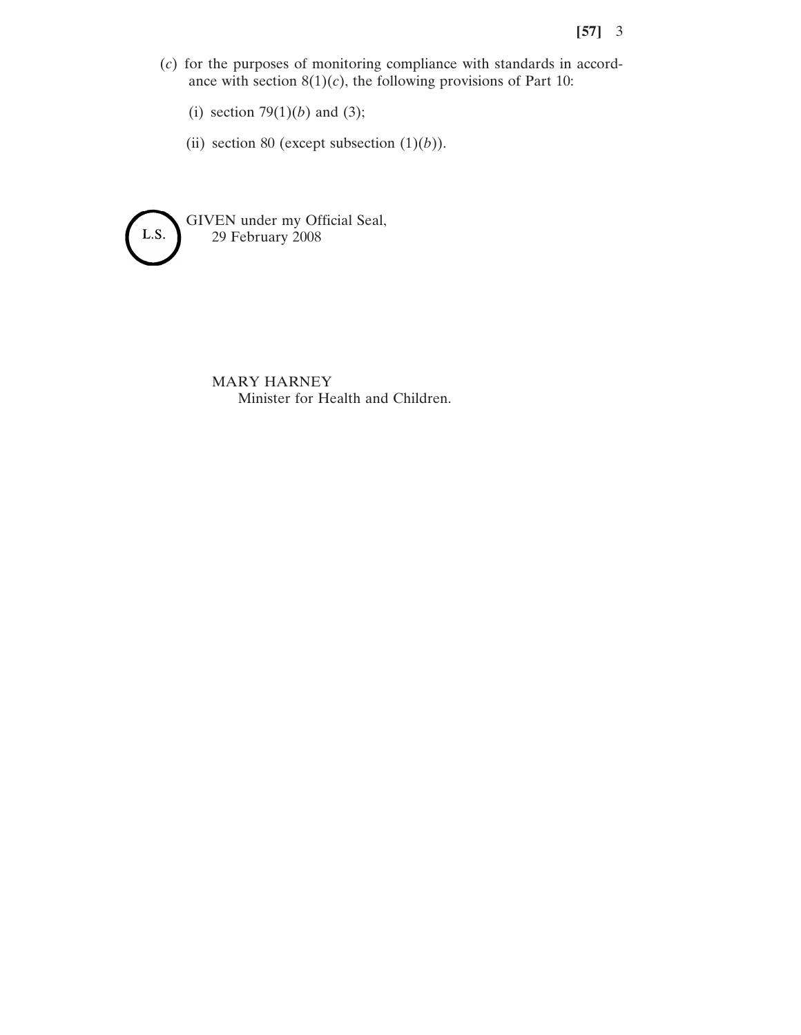(*c*) for the purposes of monitoring compliance with standards in accordance with section 8(1)(*c*), the following provisions of Part 10:

(i) section 79(1)(*b*) and (3);

(ii) section 80 (except subsection (1)(*b*)).

L.S.

GIVEN under my Official Seal,
29 February 2008

MARY HARNEY
Minister for Health and Children.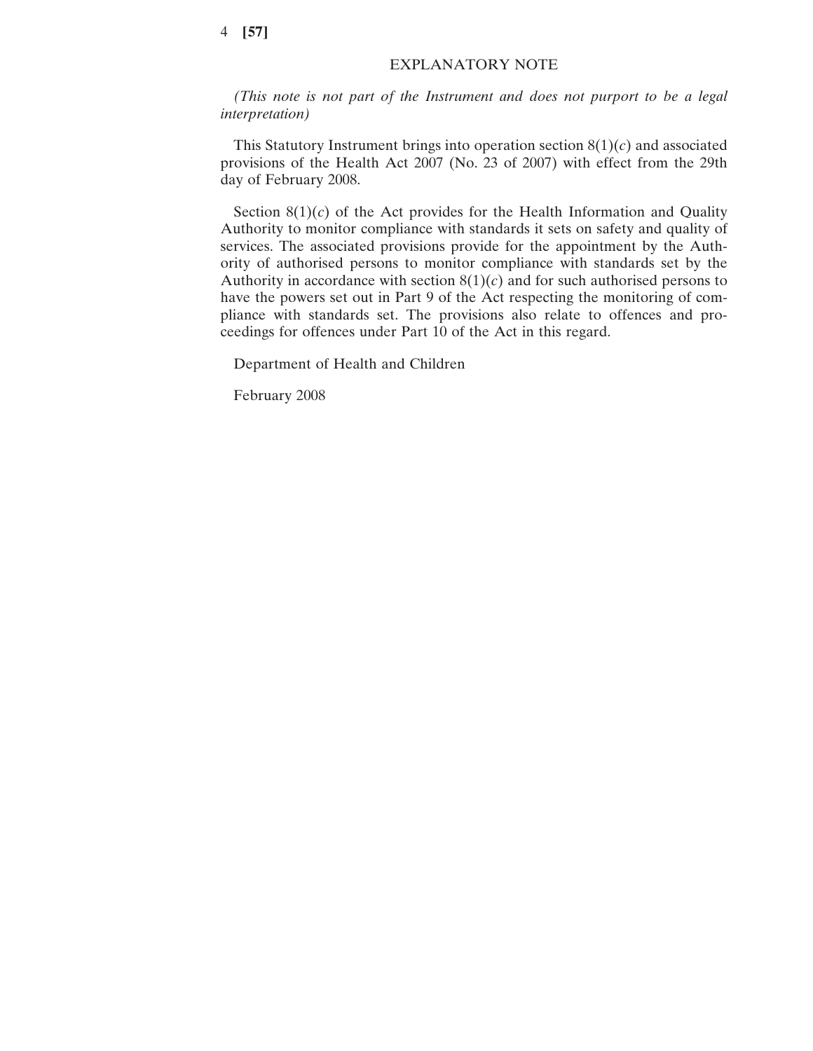## EXPLANATORY NOTE

*(This note is not part of the Instrument and does not purport to be a legal interpretation)*

This Statutory Instrument brings into operation section 8(1)(*c*) and associated provisions of the Health Act 2007 (No. 23 of 2007) with effect from the 29th day of February 2008.

Section 8(1)(*c*) of the Act provides for the Health Information and Quality Authority to monitor compliance with standards it sets on safety and quality of services. The associated provisions provide for the appointment by the Authority of authorised persons to monitor compliance with standards set by the Authority in accordance with section 8(1)(*c*) and for such authorised persons to have the powers set out in Part 9 of the Act respecting the monitoring of compliance with standards set. The provisions also relate to offences and proceedings for offences under Part 10 of the Act in this regard.

Department of Health and Children

February 2008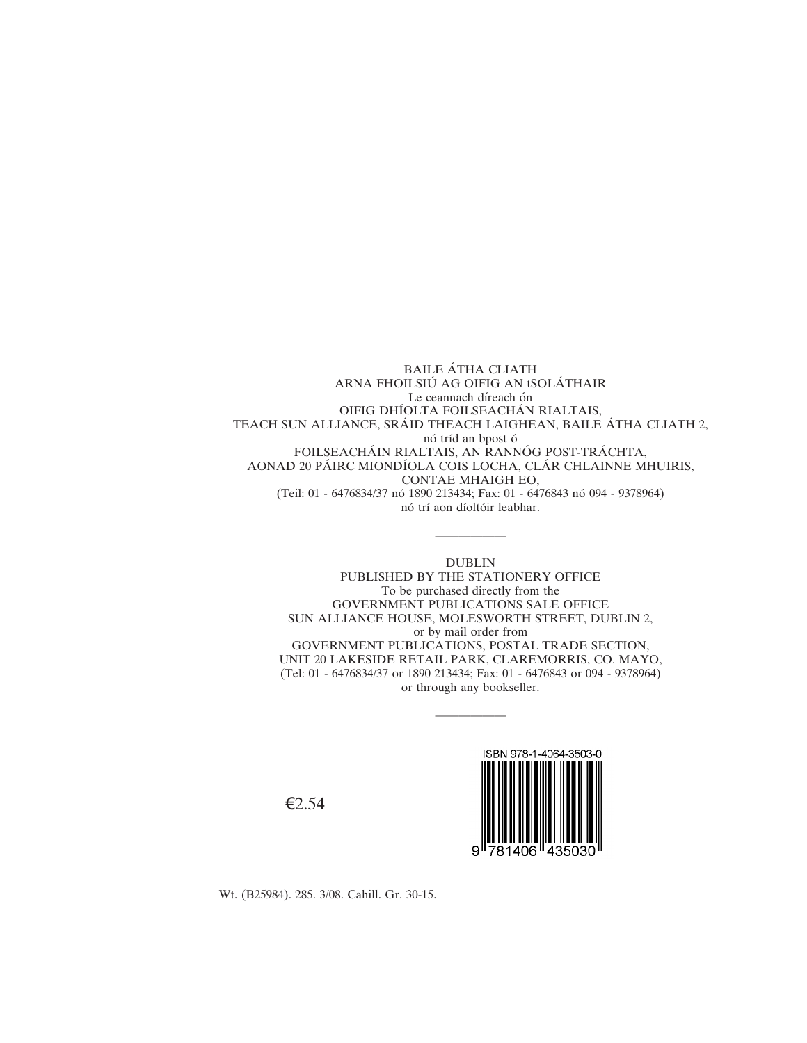BAILE ÁTHA CLIATH
ARNA FHOILSIÚ AG OIFIG AN tSOLÁTHAIR
Le ceannach díreach ón
OIFIG DHÍOLTA FOILSEACHÁN RIALTAIS,
TEACH SUN ALLIANCE, SRÁID THEACH LAIGHEAN, BAILE ÁTHA CLIATH 2,
nó tríd an bpost ó
FOILSEACHÁIN RIALTAIS, AN RANNÓG POST-TRÁCHTA,
AONAD 20 PÁIRC MIONDÍOLA COIS LOCHA, CLÁR CHLAINNE MHUIRIS,
CONTAE MHAIGH EO,
(Teil: 01 - 6476834/37 nó 1890 213434; Fax: 01 - 6476843 nó 094 - 9378964)
nó trí aon díoltóir leabhar.

---

DUBLIN
PUBLISHED BY THE STATIONERY OFFICE
To be purchased directly from the
GOVERNMENT PUBLICATIONS SALE OFFICE
SUN ALLIANCE HOUSE, MOLESWORTH STREET, DUBLIN 2,
or by mail order from
GOVERNMENT PUBLICATIONS, POSTAL TRADE SECTION,
UNIT 20 LAKESIDE RETAIL PARK, CLAREMORRIS, CO. MAYO,
(Tel: 01 - 6476834/37 or 1890 213434; Fax: 01 - 6476843 or 094 - 9378964)
or through any bookseller.

---

€2.54

ISBN 978-1-4064-3503-0

9 781406 435030

Wt. (B25984). 285. 3/08. Cahill. Gr. 30-15.